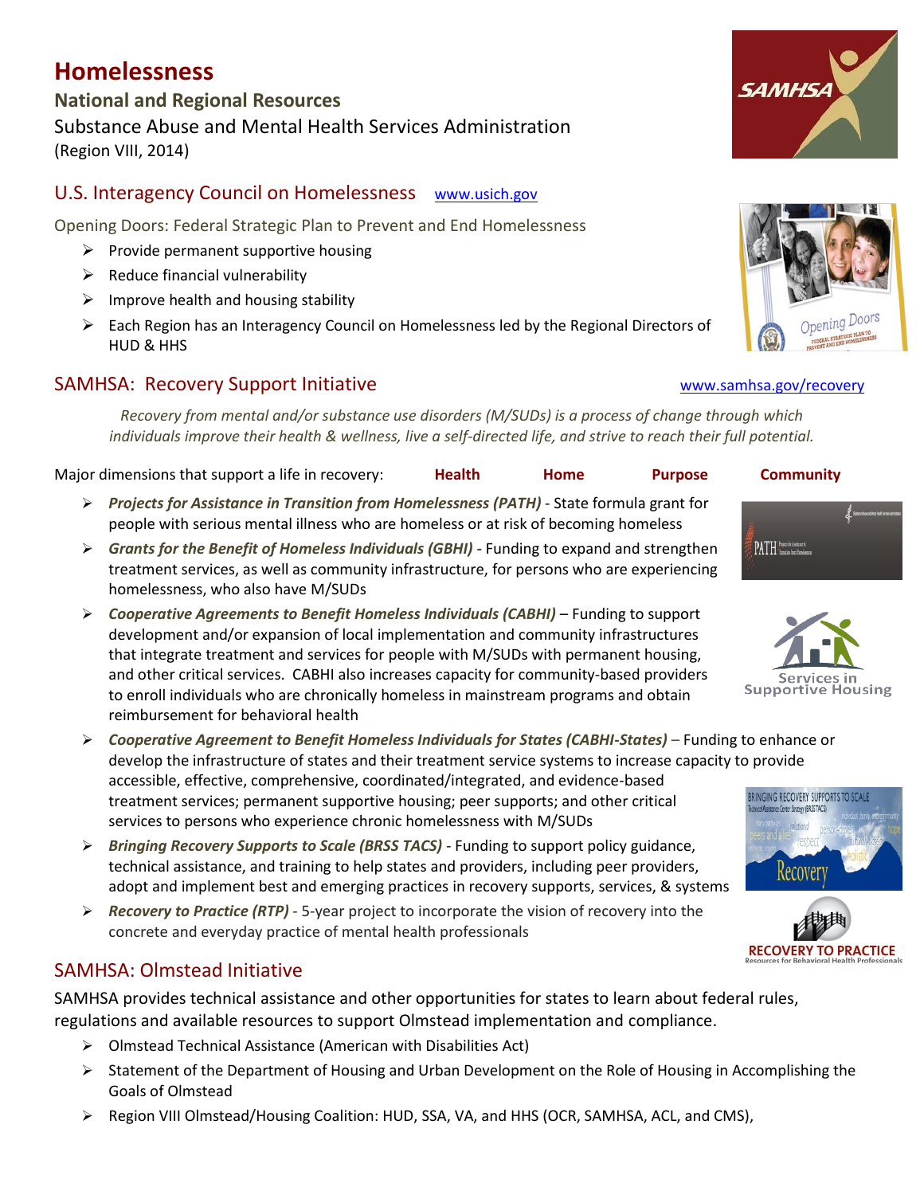# Homelessness

## National and Regional Resources

Substance Abuse and Mental Health Services Administration

(Region VIII, 2014)

## U.S. Interagency Council on Homelessness www.usich.gov

### Opening Doors: Federal Strategic Plan to Prevent and End Homelessness

- Provide permanent supportive housing
- Reduce financial vulnerability
- Improve health and housing stability
- Each Region has an Interagency Council on Homelessness led by the Regional Directors of HUD & HHS

## SAMHSA: Recovery Support Initiative www.samhsa.gov/recovery

*Recovery from mental and/or substance use disorders (M/SUDs) is a process of change through which individuals improve their health & wellness, live a self-directed life, and strive to reach their full potential.*

Major dimensions that support a life in recovery: **Health** **Home** **Purpose** **Community**

- ***Projects for Assistance in Transition from Homelessness (PATH)*** - State formula grant for people with serious mental illness who are homeless or at risk of becoming homeless
- ***Grants for the Benefit of Homeless Individuals (GBHI)*** - Funding to expand and strengthen treatment services, as well as community infrastructure, for persons who are experiencing homelessness, who also have M/SUDs
- ***Cooperative Agreements to Benefit Homeless Individuals (CABHI)*** – Funding to support development and/or expansion of local implementation and community infrastructures that integrate treatment and services for people with M/SUDs with permanent housing, and other critical services. CABHI also increases capacity for community-based providers to enroll individuals who are chronically homeless in mainstream programs and obtain reimbursement for behavioral health
- ***Cooperative Agreement to Benefit Homeless Individuals for States (CABHI-States)*** – Funding to enhance or develop the infrastructure of states and their treatment service systems to increase capacity to provide accessible, effective, comprehensive, coordinated/integrated, and evidence-based treatment services; permanent supportive housing; peer supports; and other critical services to persons who experience chronic homelessness with M/SUDs
- ***Bringing Recovery Supports to Scale (BRSS TACS)*** - Funding to support policy guidance, technical assistance, and training to help states and providers, including peer providers, adopt and implement best and emerging practices in recovery supports, services, & systems
- ***Recovery to Practice (RTP)*** - 5-year project to incorporate the vision of recovery into the concrete and everyday practice of mental health professionals

## SAMHSA: Olmstead Initiative

SAMHSA provides technical assistance and other opportunities for states to learn about federal rules, regulations and available resources to support Olmstead implementation and compliance.

- Olmstead Technical Assistance (American with Disabilities Act)
- Statement of the Department of Housing and Urban Development on the Role of Housing in Accomplishing the Goals of Olmstead
- Region VIII Olmstead/Housing Coalition: HUD, SSA, VA, and HHS (OCR, SAMHSA, ACL, and CMS),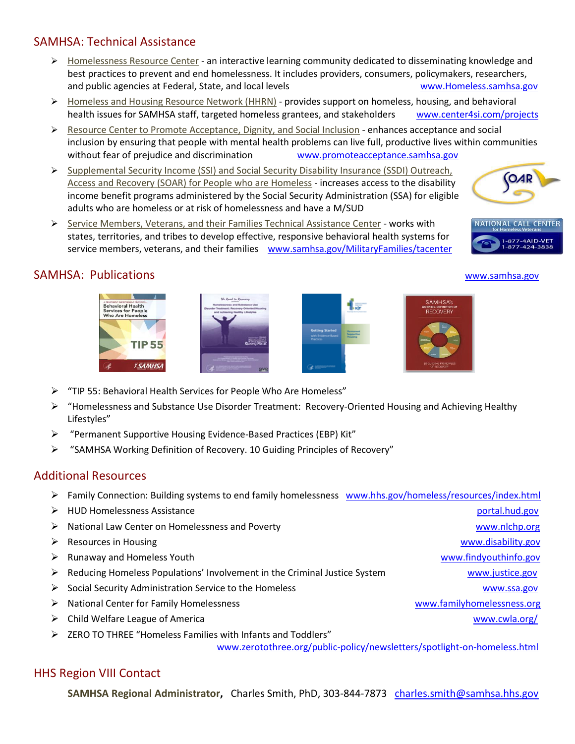## SAMHSA: Technical Assistance

- Homelessness Resource Center - an interactive learning community dedicated to disseminating knowledge and best practices to prevent and end homelessness. It includes providers, consumers, policymakers, researchers, and public agencies at Federal, State, and local levels www.Homeless.samhsa.gov
- Homeless and Housing Resource Network (HHRN) - provides support on homeless, housing, and behavioral health issues for SAMHSA staff, targeted homeless grantees, and stakeholders www.center4si.com/projects
- Resource Center to Promote Acceptance, Dignity, and Social Inclusion - enhances acceptance and social inclusion by ensuring that people with mental health problems can live full, productive lives within communities without fear of prejudice and discrimination www.promoteacceptance.samhsa.gov
- Supplemental Security Income (SSI) and Social Security Disability Insurance (SSDI) Outreach, Access and Recovery (SOAR) for People who are Homeless - increases access to the disability income benefit programs administered by the Social Security Administration (SSA) for eligible adults who are homeless or at risk of homelessness and have a M/SUD
- Service Members, Veterans, and their Families Technical Assistance Center - works with states, territories, and tribes to develop effective, responsive behavioral health systems for service members, veterans, and their families www.samhsa.gov/MilitaryFamilies/tacenter

SOAR

NATIONAL CALL CENTER for Homeless Veterans 1-877-4AID-VET 1-877-424-3838

## SAMHSA: Publications

www.samhsa.gov

- "TIP 55: Behavioral Health Services for People Who Are Homeless"
- "Homelessness and Substance Use Disorder Treatment: Recovery-Oriented Housing and Achieving Healthy Lifestyles"
- "Permanent Supportive Housing Evidence-Based Practices (EBP) Kit"
- "SAMHSA Working Definition of Recovery. 10 Guiding Principles of Recovery"

## Additional Resources

- Family Connection: Building systems to end family homelessness www.hhs.gov/homeless/resources/index.html
- HUD Homelessness Assistance portal.hud.gov
- National Law Center on Homelessness and Poverty www.nlchp.org
- Resources in Housing www.disability.gov
- Runaway and Homeless Youth www.findyouthinfo.gov
- Reducing Homeless Populations' Involvement in the Criminal Justice System www.justice.gov
- Social Security Administration Service to the Homeless www.ssa.gov
- National Center for Family Homelessness www.familyhomelessness.org
- Child Welfare League of America www.cwla.org/
- ZERO TO THREE "Homeless Families with Infants and Toddlers" www.zerotothree.org/public-policy/newsletters/spotlight-on-homeless.html

## HHS Region VIII Contact

**SAMHSA Regional Administrator**, Charles Smith, PhD, 303-844-7873 charles.smith@samhsa.hhs.gov